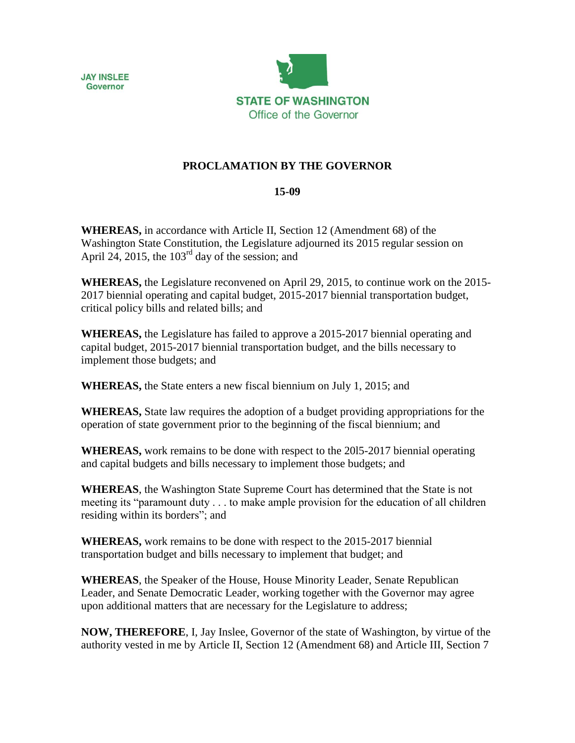**JAY INSLEE**
Governor

**STATE OF WASHINGTON**
Office of the Governor

# PROCLAMATION BY THE GOVERNOR

## 15-09

**WHEREAS,** in accordance with Article II, Section 12 (Amendment 68) of the Washington State Constitution, the Legislature adjourned its 2015 regular session on April 24, 2015, the 103rd day of the session; and

**WHEREAS,** the Legislature reconvened on April 29, 2015, to continue work on the 2015-2017 biennial operating and capital budget, 2015-2017 biennial transportation budget, critical policy bills and related bills; and

**WHEREAS,** the Legislature has failed to approve a 2015-2017 biennial operating and capital budget, 2015-2017 biennial transportation budget, and the bills necessary to implement those budgets; and

**WHEREAS,** the State enters a new fiscal biennium on July 1, 2015; and

**WHEREAS,** State law requires the adoption of a budget providing appropriations for the operation of state government prior to the beginning of the fiscal biennium; and

**WHEREAS,** work remains to be done with respect to the 20l5-2017 biennial operating and capital budgets and bills necessary to implement those budgets; and

**WHEREAS**, the Washington State Supreme Court has determined that the State is not meeting its "paramount duty . . . to make ample provision for the education of all children residing within its borders"; and

**WHEREAS,** work remains to be done with respect to the 2015-2017 biennial transportation budget and bills necessary to implement that budget; and

**WHEREAS**, the Speaker of the House, House Minority Leader, Senate Republican Leader, and Senate Democratic Leader, working together with the Governor may agree upon additional matters that are necessary for the Legislature to address;

**NOW, THEREFORE**, I, Jay Inslee, Governor of the state of Washington, by virtue of the authority vested in me by Article II, Section 12 (Amendment 68) and Article III, Section 7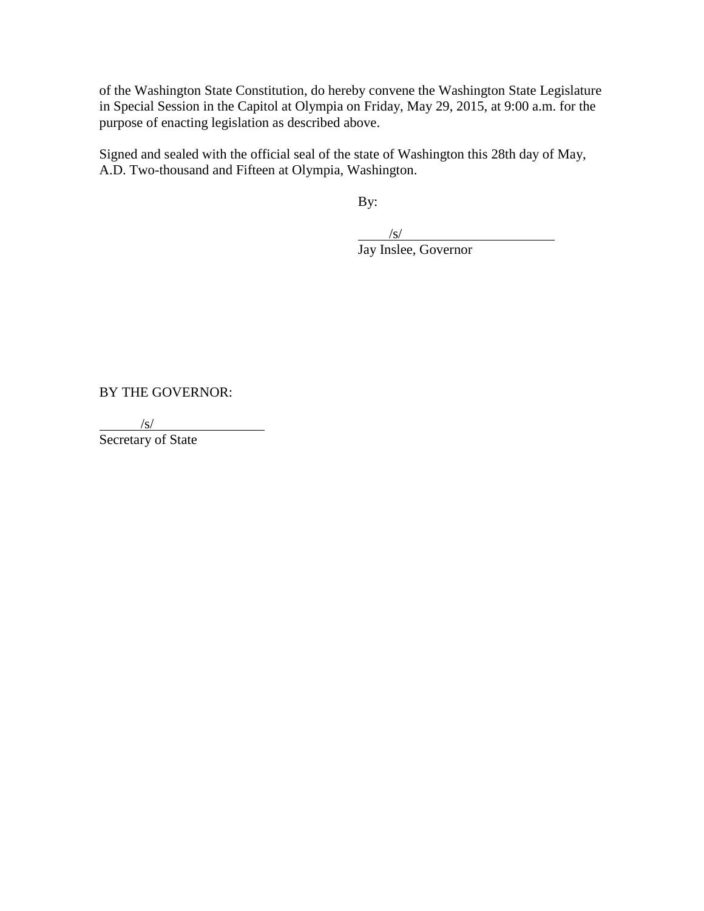of the Washington State Constitution, do hereby convene the Washington State Legislature in Special Session in the Capitol at Olympia on Friday, May 29, 2015, at 9:00 a.m. for the purpose of enacting legislation as described above.

Signed and sealed with the official seal of the state of Washington this 28th day of May, A.D. Two-thousand and Fifteen at Olympia, Washington.

By:

/s/

Jay Inslee, Governor

BY THE GOVERNOR:

/s/

Secretary of State